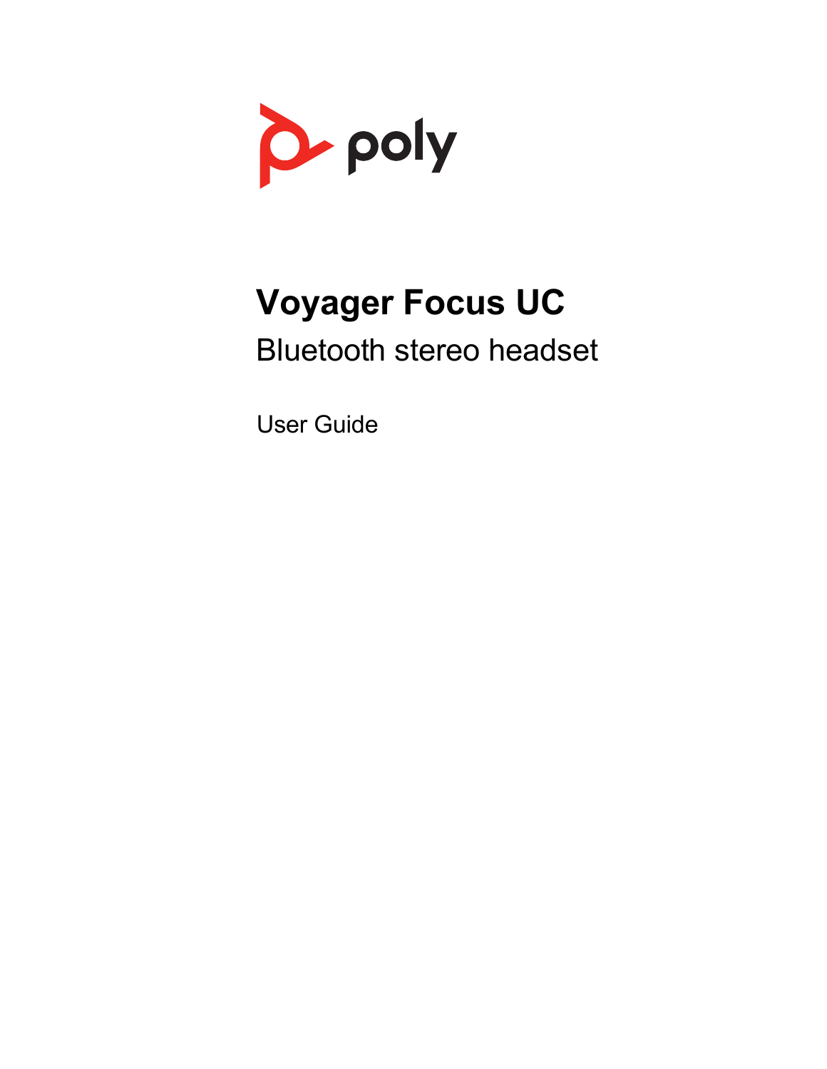poly

# Voyager Focus UC

## Bluetooth stereo headset

User Guide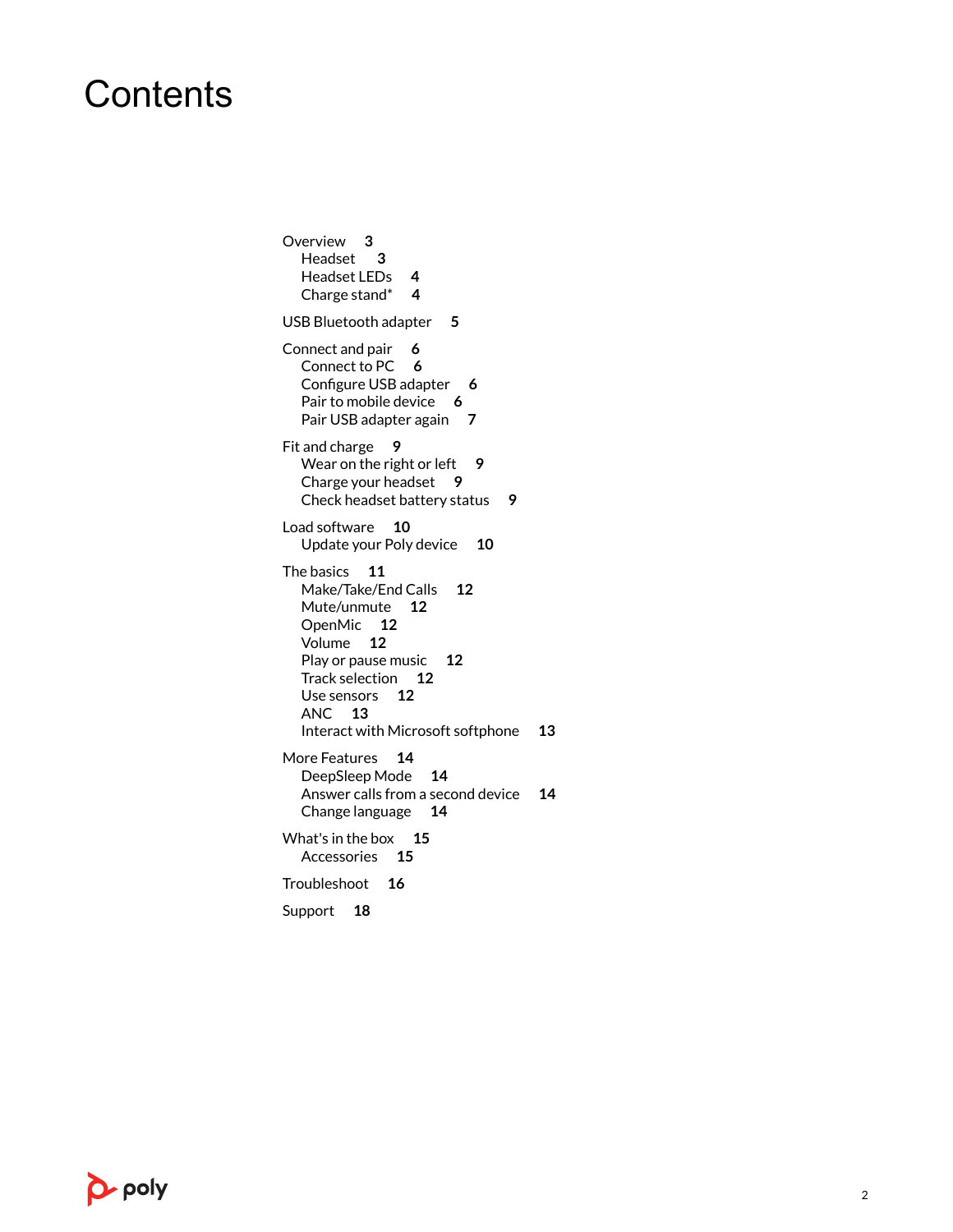# Contents

Overview 3
- Headset 3
- Headset LEDs 4
- Charge stand* 4

USB Bluetooth adapter 5

Connect and pair 6
- Connect to PC 6
- Configure USB adapter 6
- Pair to mobile device 6
- Pair USB adapter again 7

Fit and charge 9
- Wear on the right or left 9
- Charge your headset 9
- Check headset battery status 9

Load software 10
- Update your Poly device 10

The basics 11
- Make/Take/End Calls 12
- Mute/unmute 12
- OpenMic 12
- Volume 12
- Play or pause music 12
- Track selection 12
- Use sensors 12
- ANC 13
- Interact with Microsoft softphone 13

More Features 14
- DeepSleep Mode 14
- Answer calls from a second device 14
- Change language 14

What's in the box 15
- Accessories 15

Troubleshoot 16

Support 18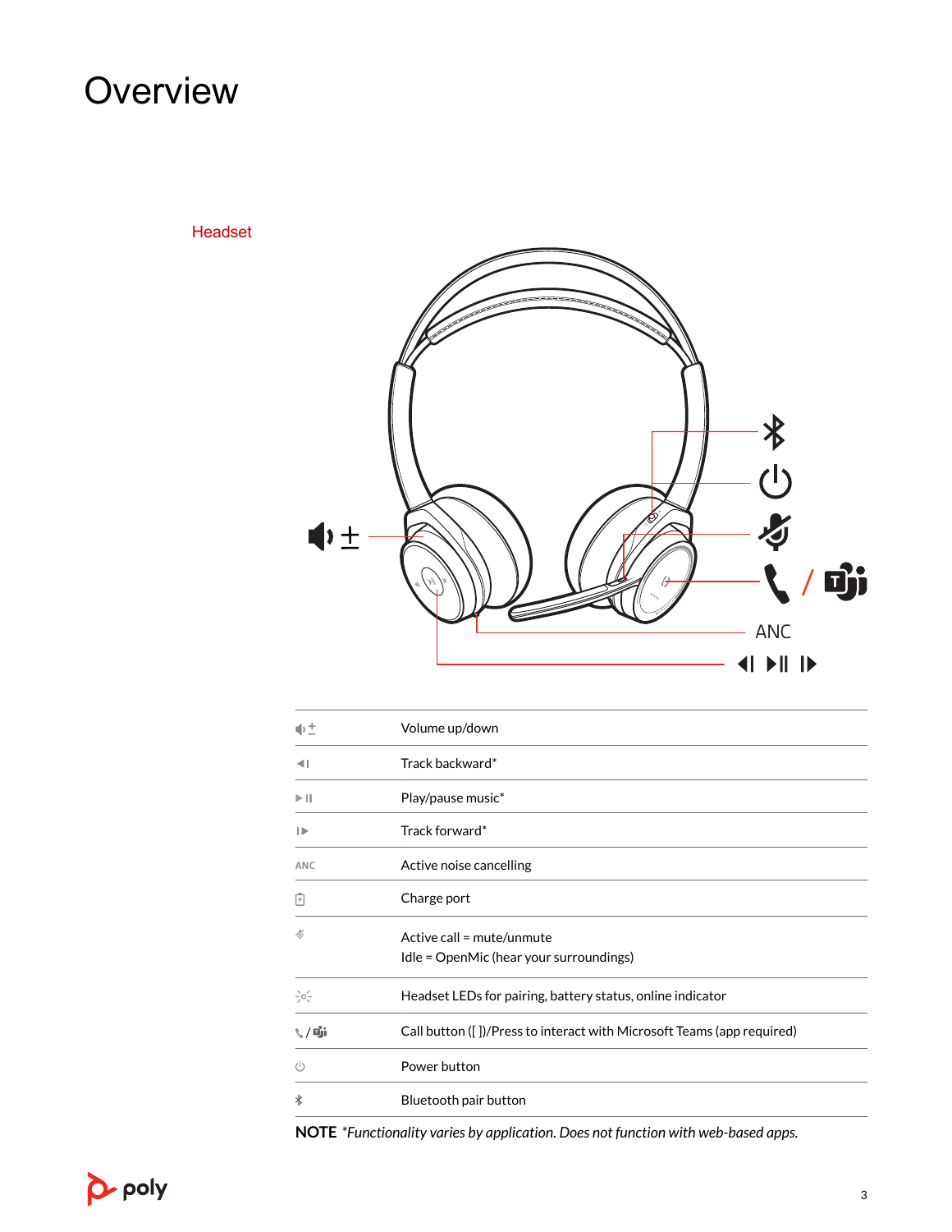# Overview

## Headset

| | |
|---|---|
| 🔈± | Volume up/down |
| ◀I | Track backward* |
| ▶II | Play/pause music* |
| I▶ | Track forward* |
| ANC | Active noise cancelling |
| | Charge port |
| | Active call = mute/unmute<br>Idle = OpenMic (hear your surroundings) |
| | Headset LEDs for pairing, battery status, online indicator |
| | Call button ([ ])/Press to interact with Microsoft Teams (app required) |
| | Power button |
| | Bluetooth pair button |

**NOTE** *\*Functionality varies by application. Does not function with web-based apps.*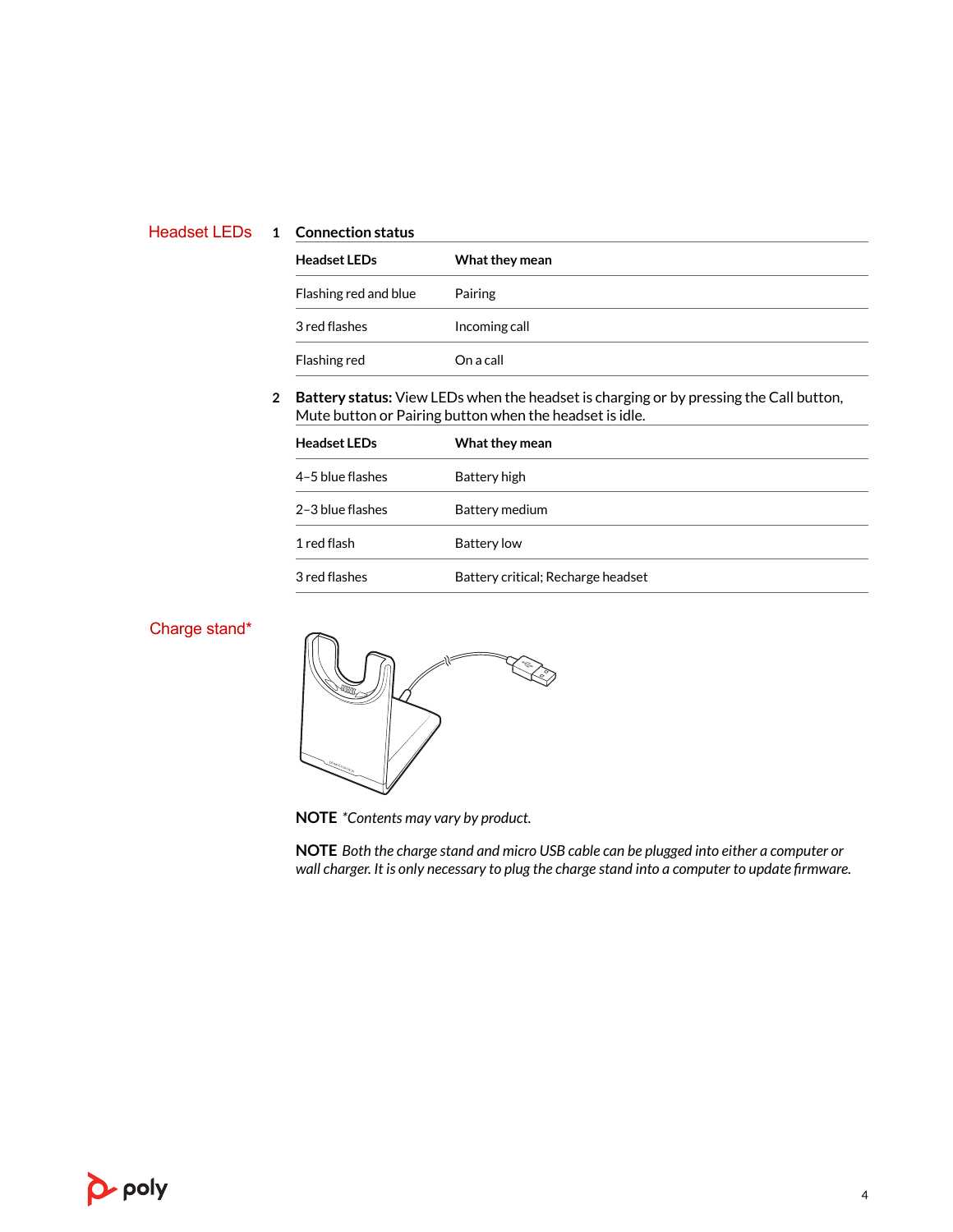## Headset LEDs

1. **Connection status**

| Headset LEDs | What they mean |
| --- | --- |
| Flashing red and blue | Pairing |
| 3 red flashes | Incoming call |
| Flashing red | On a call |

2. **Battery status:** View LEDs when the headset is charging or by pressing the Call button, Mute button or Pairing button when the headset is idle.

| Headset LEDs | What they mean |
| --- | --- |
| 4–5 blue flashes | Battery high |
| 2–3 blue flashes | Battery medium |
| 1 red flash | Battery low |
| 3 red flashes | Battery critical; Recharge headset |

## Charge stand*

**NOTE** *\*Contents may vary by product.*

**NOTE** *Both the charge stand and micro USB cable can be plugged into either a computer or wall charger. It is only necessary to plug the charge stand into a computer to update firmware.*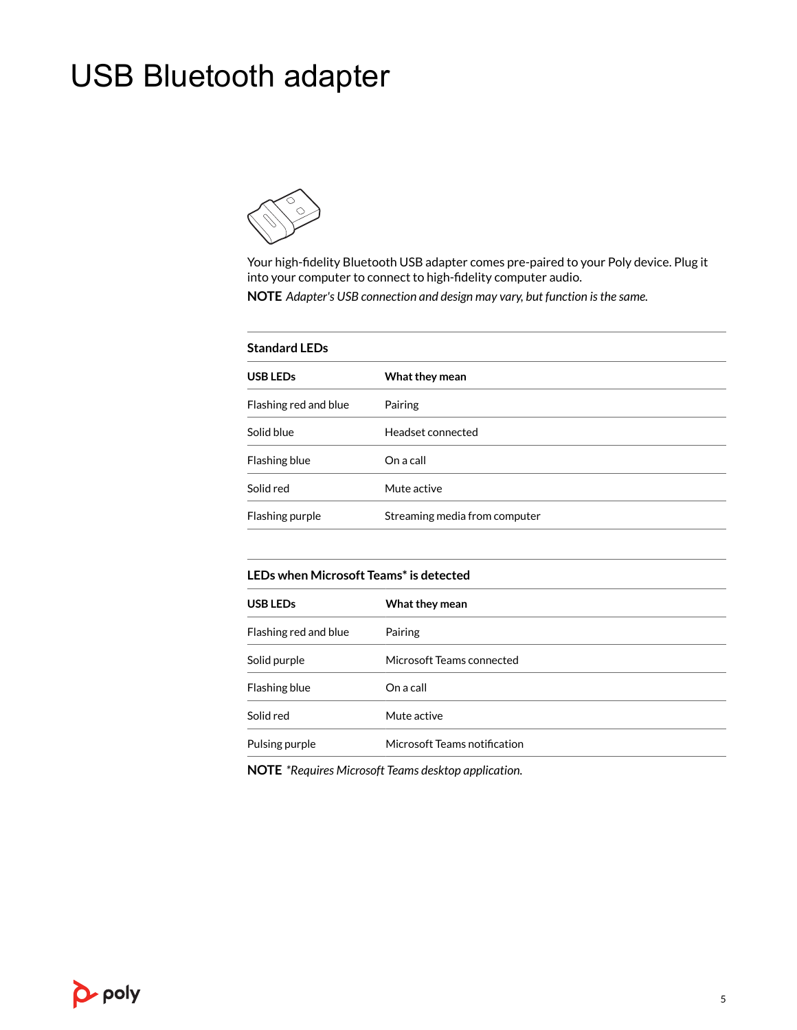# USB Bluetooth adapter

Your high-fidelity Bluetooth USB adapter comes pre-paired to your Poly device. Plug it into your computer to connect to high-fidelity computer audio.

**NOTE** *Adapter's USB connection and design may vary, but function is the same.*

**Standard LEDs**

| USB LEDs | What they mean |
|---|---|
| Flashing red and blue | Pairing |
| Solid blue | Headset connected |
| Flashing blue | On a call |
| Solid red | Mute active |
| Flashing purple | Streaming media from computer |

**LEDs when Microsoft Teams* is detected**

| USB LEDs | What they mean |
|---|---|
| Flashing red and blue | Pairing |
| Solid purple | Microsoft Teams connected |
| Flashing blue | On a call |
| Solid red | Mute active |
| Pulsing purple | Microsoft Teams notification |

**NOTE** *\*Requires Microsoft Teams desktop application.*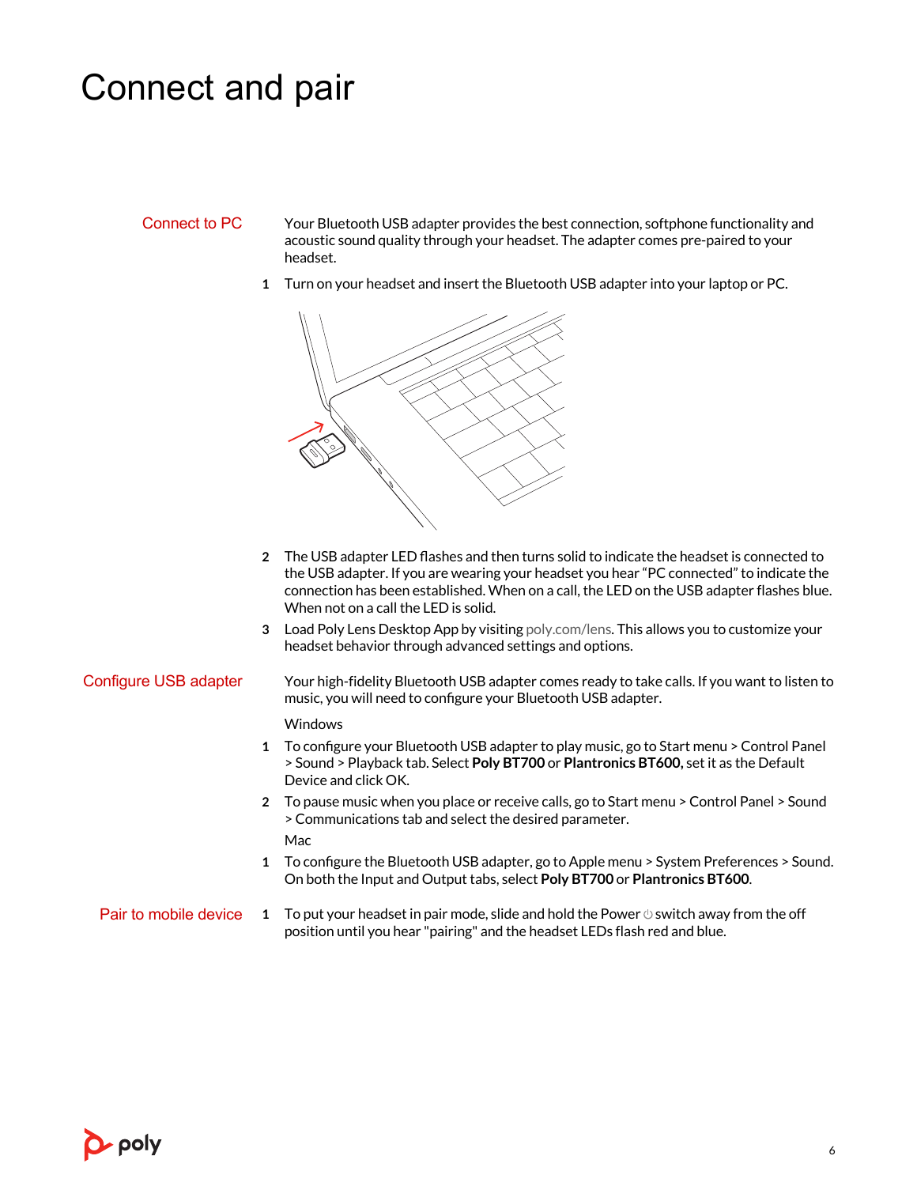# Connect and pair

## Connect to PC

Your Bluetooth USB adapter provides the best connection, softphone functionality and acoustic sound quality through your headset. The adapter comes pre-paired to your headset.

1. Turn on your headset and insert the Bluetooth USB adapter into your laptop or PC.
2. The USB adapter LED flashes and then turns solid to indicate the headset is connected to the USB adapter. If you are wearing your headset you hear “PC connected” to indicate the connection has been established. When on a call, the LED on the USB adapter flashes blue. When not on a call the LED is solid.
3. Load Poly Lens Desktop App by visiting poly.com/lens. This allows you to customize your headset behavior through advanced settings and options.

## Configure USB adapter

Your high-fidelity Bluetooth USB adapter comes ready to take calls. If you want to listen to music, you will need to configure your Bluetooth USB adapter.

Windows

1. To configure your Bluetooth USB adapter to play music, go to Start menu > Control Panel > Sound > Playback tab. Select **Poly BT700** or **Plantronics BT600,** set it as the Default Device and click OK.
2. To pause music when you place or receive calls, go to Start menu > Control Panel > Sound > Communications tab and select the desired parameter.

Mac

1. To configure the Bluetooth USB adapter, go to Apple menu > System Preferences > Sound. On both the Input and Output tabs, select **Poly BT700** or **Plantronics BT600**.

## Pair to mobile device

1. To put your headset in pair mode, slide and hold the Power ⏻ switch away from the off position until you hear "pairing" and the headset LEDs flash red and blue.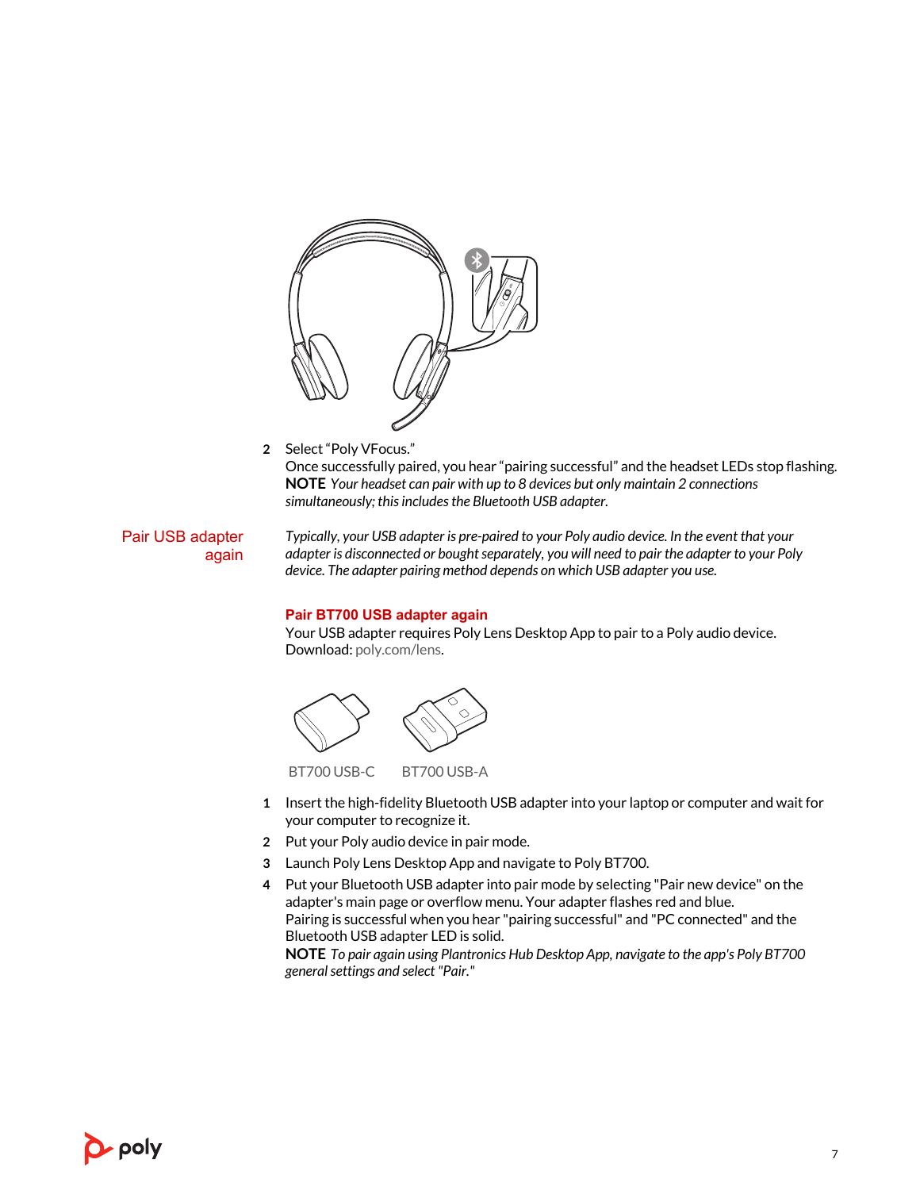2. Select "Poly VFocus."
   Once successfully paired, you hear "pairing successful" and the headset LEDs stop flashing.
   **NOTE** *Your headset can pair with up to 8 devices but only maintain 2 connections simultaneously; this includes the Bluetooth USB adapter.*

## Pair USB adapter again

*Typically, your USB adapter is pre-paired to your Poly audio device. In the event that your adapter is disconnected or bought separately, you will need to pair the adapter to your Poly device. The adapter pairing method depends on which USB adapter you use.*

### Pair BT700 USB adapter again

Your USB adapter requires Poly Lens Desktop App to pair to a Poly audio device. Download: poly.com/lens.

BT700 USB-C BT700 USB-A

1. Insert the high-fidelity Bluetooth USB adapter into your laptop or computer and wait for your computer to recognize it.
2. Put your Poly audio device in pair mode.
3. Launch Poly Lens Desktop App and navigate to Poly BT700.
4. Put your Bluetooth USB adapter into pair mode by selecting "Pair new device" on the adapter's main page or overflow menu. Your adapter flashes red and blue.
   Pairing is successful when you hear "pairing successful" and "PC connected" and the Bluetooth USB adapter LED is solid.
   **NOTE** *To pair again using Plantronics Hub Desktop App, navigate to the app's Poly BT700 general settings and select "Pair."*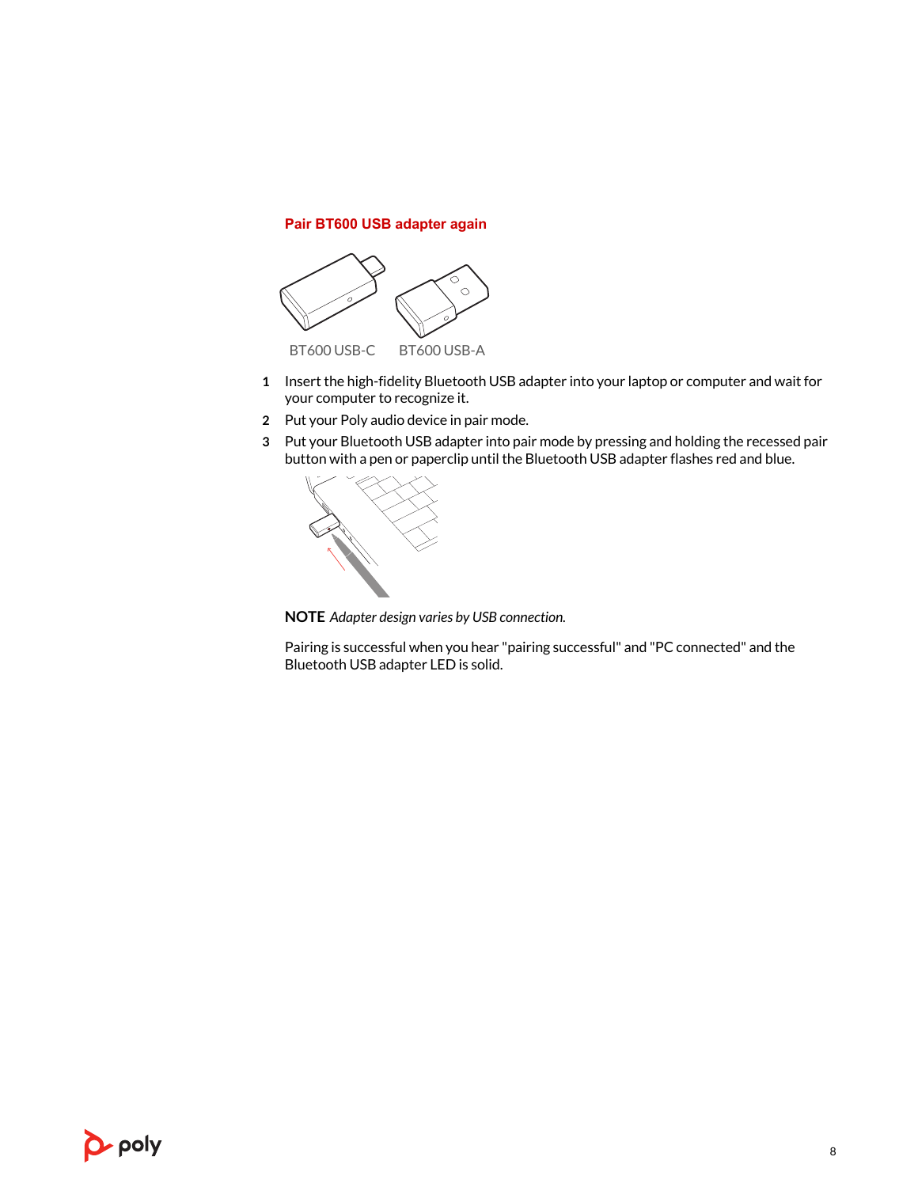### Pair BT600 USB adapter again

BT600 USB-C BT600 USB-A

1. Insert the high-fidelity Bluetooth USB adapter into your laptop or computer and wait for your computer to recognize it.
2. Put your Poly audio device in pair mode.
3. Put your Bluetooth USB adapter into pair mode by pressing and holding the recessed pair button with a pen or paperclip until the Bluetooth USB adapter flashes red and blue.

**NOTE** *Adapter design varies by USB connection.*

Pairing is successful when you hear "pairing successful" and "PC connected" and the Bluetooth USB adapter LED is solid.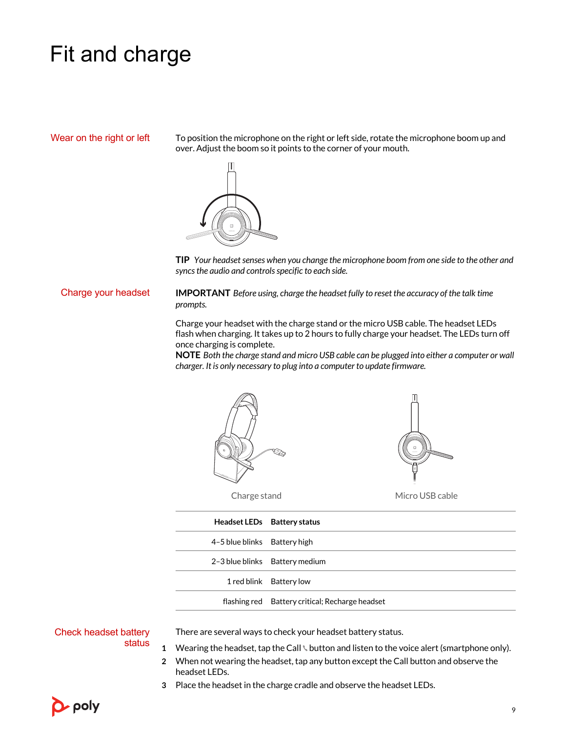# Fit and charge

## Wear on the right or left

To position the microphone on the right or left side, rotate the microphone boom up and over. Adjust the boom so it points to the corner of your mouth.

**TIP** *Your headset senses when you change the microphone boom from one side to the other and syncs the audio and controls specific to each side.*

## Charge your headset

**IMPORTANT** *Before using, charge the headset fully to reset the accuracy of the talk time prompts.*

Charge your headset with the charge stand or the micro USB cable. The headset LEDs flash when charging. It takes up to 2 hours to fully charge your headset. The LEDs turn off once charging is complete.

**NOTE** *Both the charge stand and micro USB cable can be plugged into either a computer or wall charger. It is only necessary to plug into a computer to update firmware.*

Charge stand

Micro USB cable

| Headset LEDs | Battery status |
| --- | --- |
| 4–5 blue blinks | Battery high |
| 2–3 blue blinks | Battery medium |
| 1 red blink | Battery low |
| flashing red | Battery critical; Recharge headset |

## Check headset battery status

There are several ways to check your headset battery status.

1. Wearing the headset, tap the Call button and listen to the voice alert (smartphone only).
2. When not wearing the headset, tap any button except the Call button and observe the headset LEDs.
3. Place the headset in the charge cradle and observe the headset LEDs.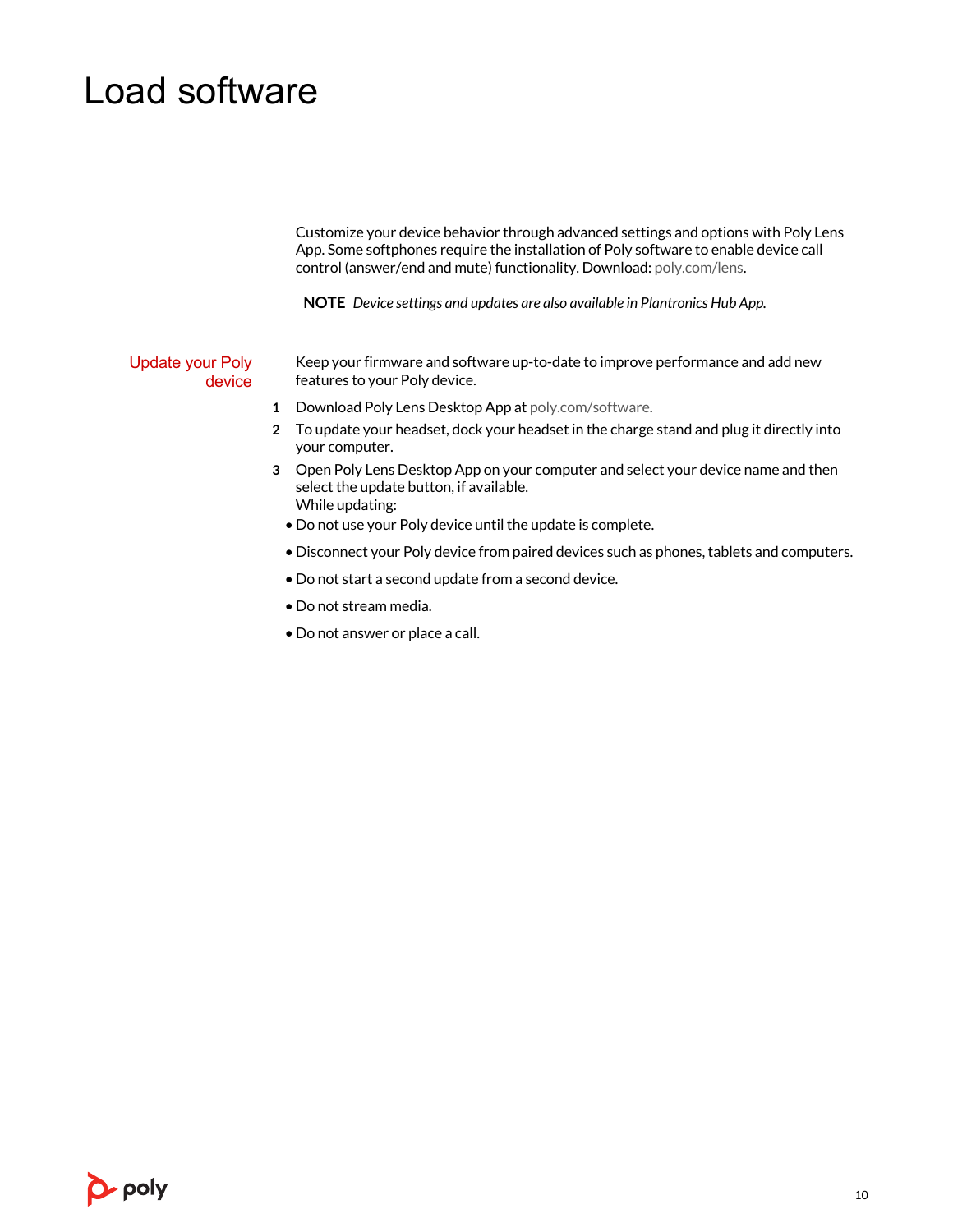# Load software

Customize your device behavior through advanced settings and options with Poly Lens App. Some softphones require the installation of Poly software to enable device call control (answer/end and mute) functionality. Download: poly.com/lens.

**NOTE** *Device settings and updates are also available in Plantronics Hub App.*

## Update your Poly device

Keep your firmware and software up-to-date to improve performance and add new features to your Poly device.

1. Download Poly Lens Desktop App at poly.com/software.
2. To update your headset, dock your headset in the charge stand and plug it directly into your computer.
3. Open Poly Lens Desktop App on your computer and select your device name and then select the update button, if available.
   While updating:

- Do not use your Poly device until the update is complete.
- Disconnect your Poly device from paired devices such as phones, tablets and computers.
- Do not start a second update from a second device.
- Do not stream media.
- Do not answer or place a call.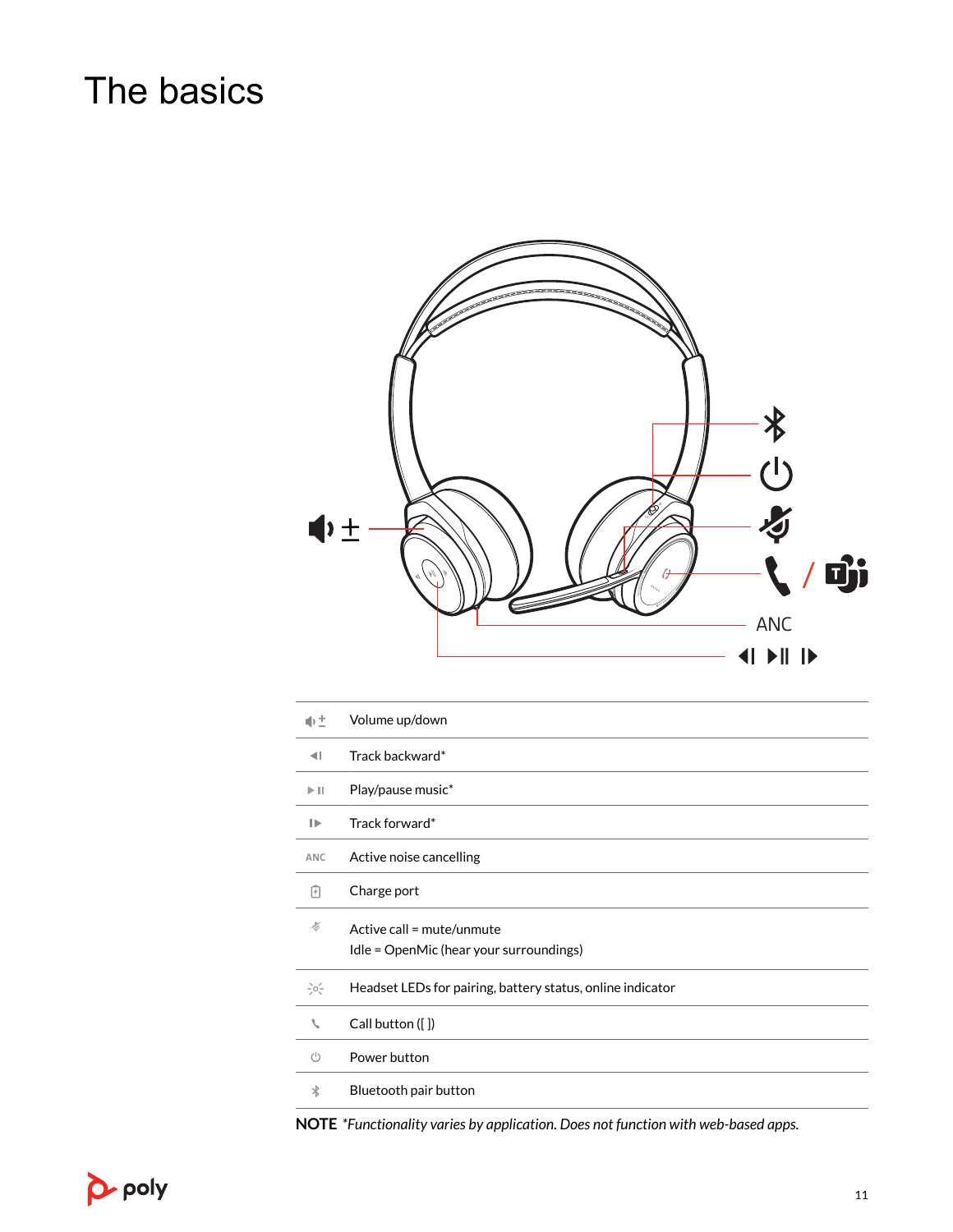# The basics

| | |
|---|---|
| 🔈± | Volume up/down |
| ◀I | Track backward* |
| ▶II | Play/pause music* |
| I▶ | Track forward* |
| ANC | Active noise cancelling |
| | Charge port |
| | Active call = mute/unmute<br>Idle = OpenMic (hear your surroundings) |
| | Headset LEDs for pairing, battery status, online indicator |
| | Call button ([ ]) |
| | Power button |
| | Bluetooth pair button |

**NOTE** *\*Functionality varies by application. Does not function with web-based apps.*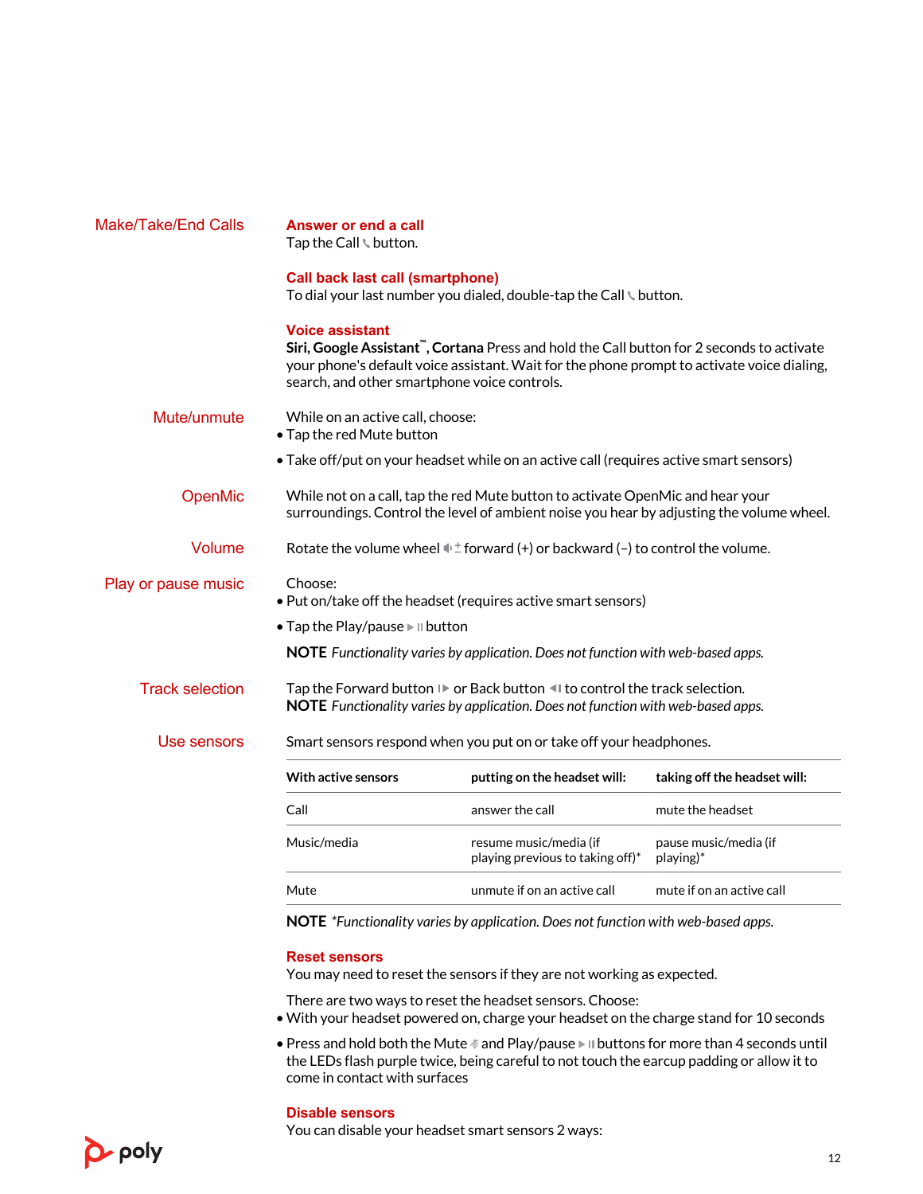## Make/Take/End Calls

### Answer or end a call

Tap the Call button.

### Call back last call (smartphone)

To dial your last number you dialed, double-tap the Call button.

### Voice assistant

**Siri, Google Assistant™, Cortana** Press and hold the Call button for 2 seconds to activate your phone's default voice assistant. Wait for the phone prompt to activate voice dialing, search, and other smartphone voice controls.

## Mute/unmute

While on an active call, choose:

- Tap the red Mute button
- Take off/put on your headset while on an active call (requires active smart sensors)

## OpenMic

While not on a call, tap the red Mute button to activate OpenMic and hear your surroundings. Control the level of ambient noise you hear by adjusting the volume wheel.

## Volume

Rotate the volume wheel ± forward (+) or backward (–) to control the volume.

## Play or pause music

Choose:

- Put on/take off the headset (requires active smart sensors)
- Tap the Play/pause button

**NOTE** *Functionality varies by application. Does not function with web-based apps.*

## Track selection

Tap the Forward button or Back button to control the track selection.

**NOTE** *Functionality varies by application. Does not function with web-based apps.*

## Use sensors

Smart sensors respond when you put on or take off your headphones.

| With active sensors | putting on the headset will: | taking off the headset will: |
|---|---|---|
| Call | answer the call | mute the headset |
| Music/media | resume music/media (if playing previous to taking off)* | pause music/media (if playing)* |
| Mute | unmute if on an active call | mute if on an active call |

**NOTE** *\*Functionality varies by application. Does not function with web-based apps.*

### Reset sensors

You may need to reset the sensors if they are not working as expected.

There are two ways to reset the headset sensors. Choose:

- With your headset powered on, charge your headset on the charge stand for 10 seconds
- Press and hold both the Mute and Play/pause buttons for more than 4 seconds until the LEDs flash purple twice, being careful to not touch the earcup padding or allow it to come in contact with surfaces

### Disable sensors

You can disable your headset smart sensors 2 ways: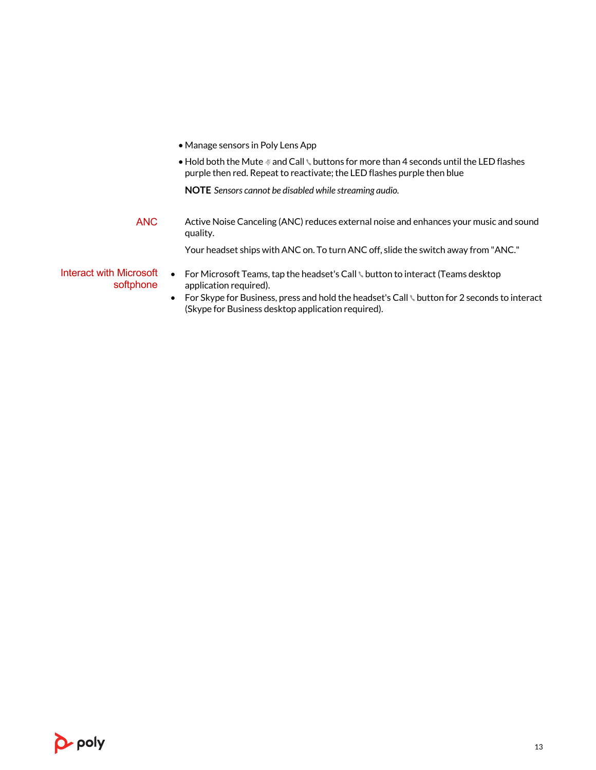- Manage sensors in Poly Lens App
- Hold both the Mute and Call buttons for more than 4 seconds until the LED flashes purple then red. Repeat to reactivate; the LED flashes purple then blue

**NOTE** *Sensors cannot be disabled while streaming audio.*

### ANC

Active Noise Canceling (ANC) reduces external noise and enhances your music and sound quality.

Your headset ships with ANC on. To turn ANC off, slide the switch away from "ANC."

### Interact with Microsoft softphone

- For Microsoft Teams, tap the headset's Call button to interact (Teams desktop application required).
- For Skype for Business, press and hold the headset's Call button for 2 seconds to interact (Skype for Business desktop application required).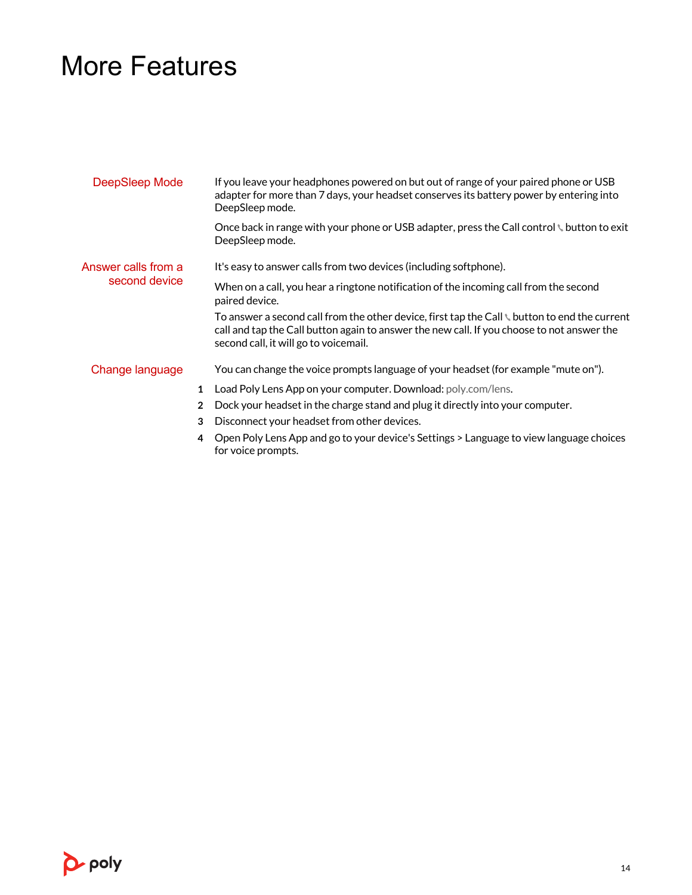# More Features

## DeepSleep Mode

If you leave your headphones powered on but out of range of your paired phone or USB adapter for more than 7 days, your headset conserves its battery power by entering into DeepSleep mode.

Once back in range with your phone or USB adapter, press the Call control button to exit DeepSleep mode.

## Answer calls from a second device

It's easy to answer calls from two devices (including softphone).

When on a call, you hear a ringtone notification of the incoming call from the second paired device.

To answer a second call from the other device, first tap the Call button to end the current call and tap the Call button again to answer the new call. If you choose to not answer the second call, it will go to voicemail.

## Change language

You can change the voice prompts language of your headset (for example "mute on").

1. Load Poly Lens App on your computer. Download: poly.com/lens.
2. Dock your headset in the charge stand and plug it directly into your computer.
3. Disconnect your headset from other devices.
4. Open Poly Lens App and go to your device's Settings > Language to view language choices for voice prompts.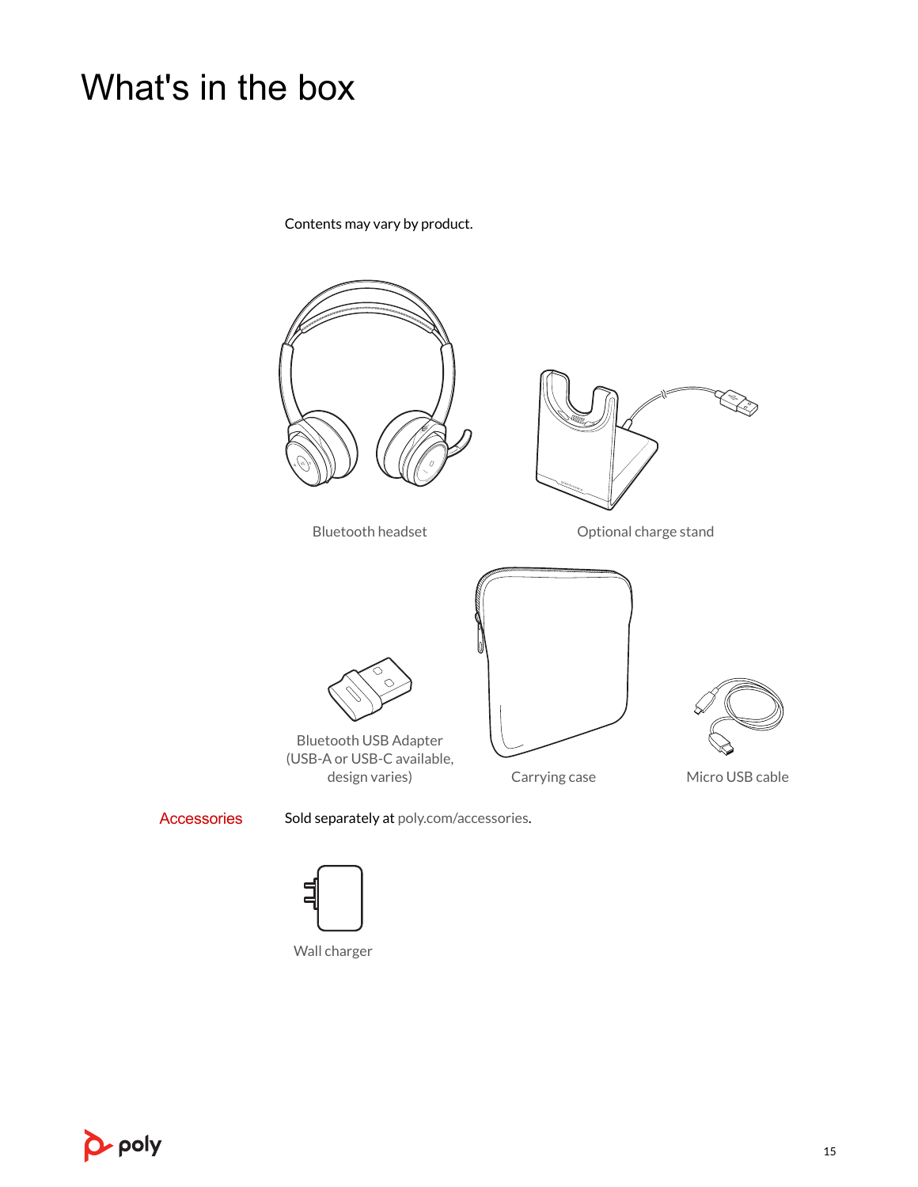# What's in the box

Contents may vary by product.

Bluetooth headset

Optional charge stand

Bluetooth USB Adapter (USB-A or USB-C available, design varies)

Carrying case

Micro USB cable

## Accessories

Sold separately at poly.com/accessories.

Wall charger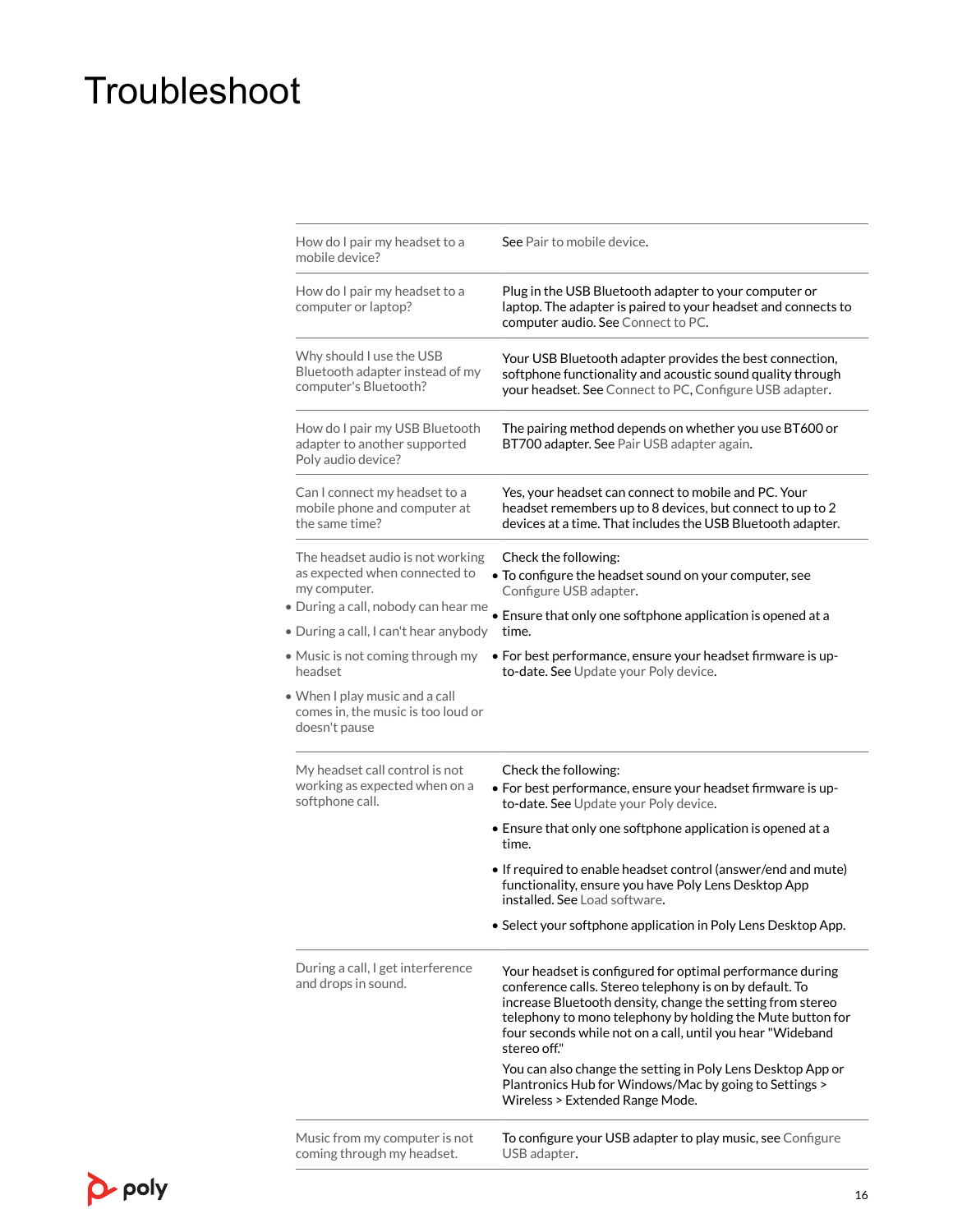# Troubleshoot

| | |
|---|---|
| How do I pair my headset to a mobile device? | See Pair to mobile device. |
| How do I pair my headset to a computer or laptop? | Plug in the USB Bluetooth adapter to your computer or laptop. The adapter is paired to your headset and connects to computer audio. See Connect to PC. |
| Why should I use the USB Bluetooth adapter instead of my computer's Bluetooth? | Your USB Bluetooth adapter provides the best connection, softphone functionality and acoustic sound quality through your headset. See Connect to PC, Configure USB adapter. |
| How do I pair my USB Bluetooth adapter to another supported Poly audio device? | The pairing method depends on whether you use BT600 or BT700 adapter. See Pair USB adapter again. |
| Can I connect my headset to a mobile phone and computer at the same time? | Yes, your headset can connect to mobile and PC. Your headset remembers up to 8 devices, but connect to up to 2 devices at a time. That includes the USB Bluetooth adapter. |
| The headset audio is not working as expected when connected to my computer.<br>• During a call, nobody can hear me<br>• During a call, I can't hear anybody<br>• Music is not coming through my headset<br>• When I play music and a call comes in, the music is too loud or doesn't pause | Check the following:<br>• To configure the headset sound on your computer, see Configure USB adapter.<br>• Ensure that only one softphone application is opened at a time.<br>• For best performance, ensure your headset firmware is up-to-date. See Update your Poly device. |
| My headset call control is not working as expected when on a softphone call. | Check the following:<br>• For best performance, ensure your headset firmware is up-to-date. See Update your Poly device.<br>• Ensure that only one softphone application is opened at a time.<br>• If required to enable headset control (answer/end and mute) functionality, ensure you have Poly Lens Desktop App installed. See Load software.<br>• Select your softphone application in Poly Lens Desktop App. |
| During a call, I get interference and drops in sound. | Your headset is configured for optimal performance during conference calls. Stereo telephony is on by default. To increase Bluetooth density, change the setting from stereo telephony to mono telephony by holding the Mute button for four seconds while not on a call, until you hear "Wideband stereo off."<br><br>You can also change the setting in Poly Lens Desktop App or Plantronics Hub for Windows/Mac by going to Settings > Wireless > Extended Range Mode. |
| Music from my computer is not coming through my headset. | To configure your USB adapter to play music, see Configure USB adapter. |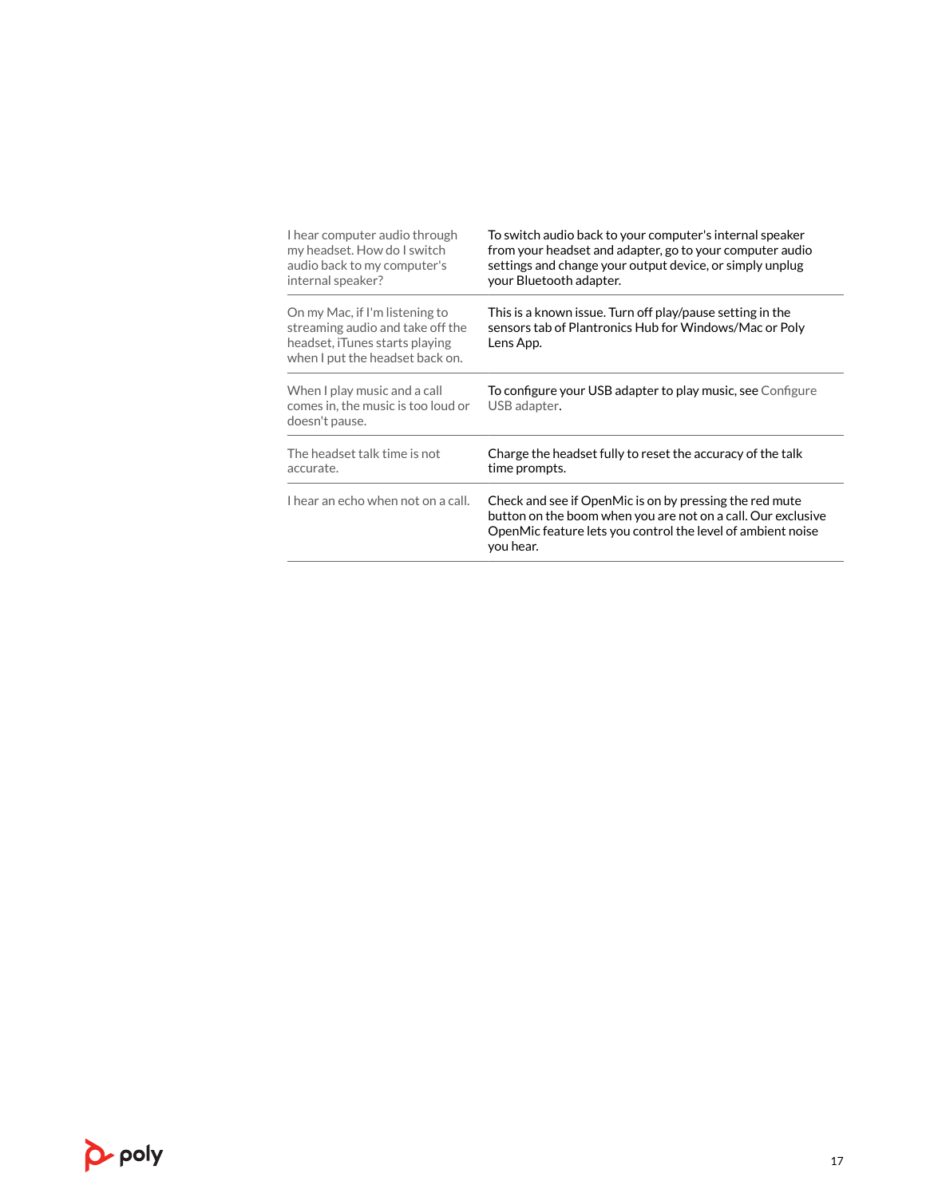| | |
|---|---|
| I hear computer audio through my headset. How do I switch audio back to my computer's internal speaker? | To switch audio back to your computer's internal speaker from your headset and adapter, go to your computer audio settings and change your output device, or simply unplug your Bluetooth adapter. |
| On my Mac, if I'm listening to streaming audio and take off the headset, iTunes starts playing when I put the headset back on. | This is a known issue. Turn off play/pause setting in the sensors tab of Plantronics Hub for Windows/Mac or Poly Lens App. |
| When I play music and a call comes in, the music is too loud or doesn't pause. | To configure your USB adapter to play music, see Configure USB adapter. |
| The headset talk time is not accurate. | Charge the headset fully to reset the accuracy of the talk time prompts. |
| I hear an echo when not on a call. | Check and see if OpenMic is on by pressing the red mute button on the boom when you are not on a call. Our exclusive OpenMic feature lets you control the level of ambient noise you hear. |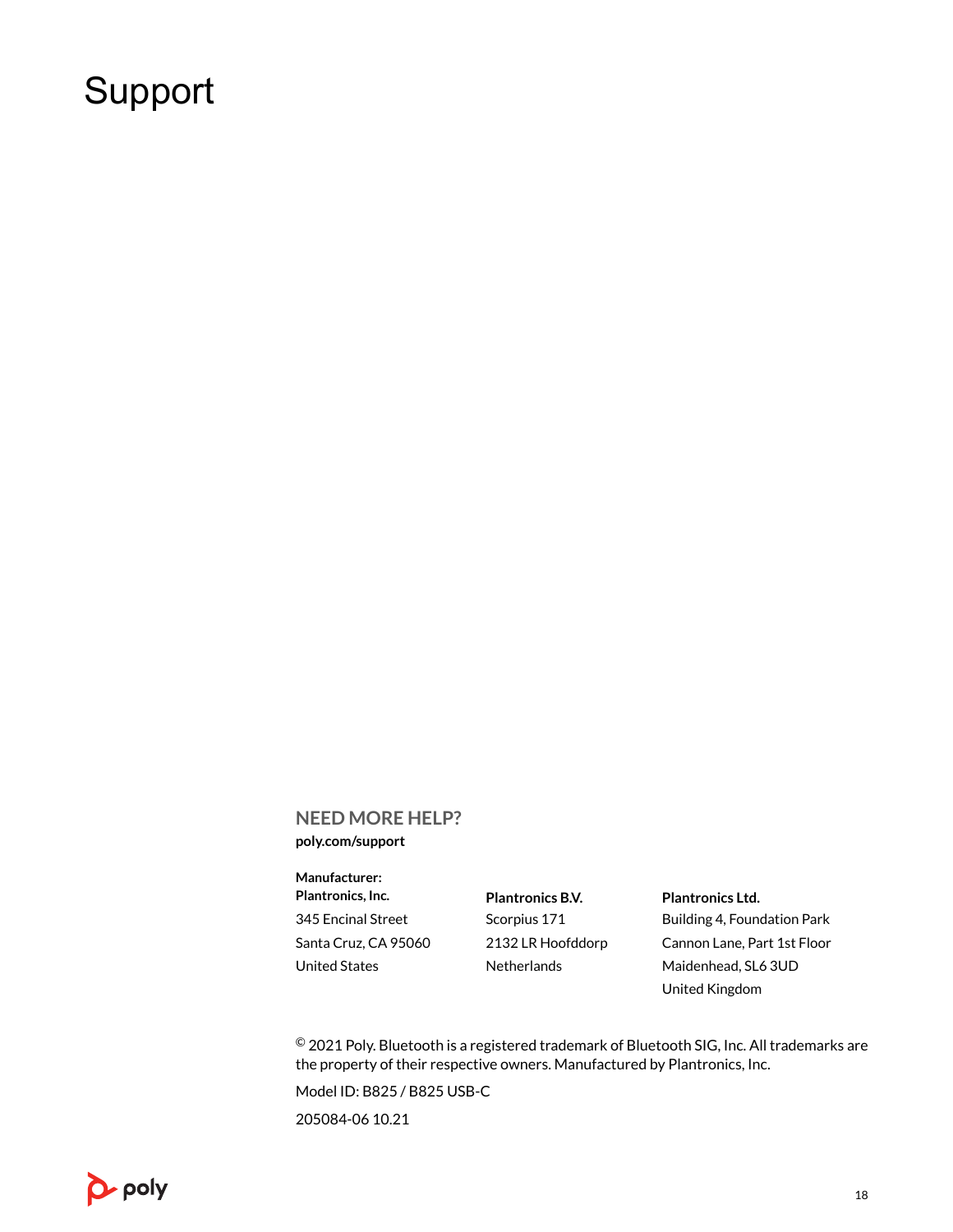# Support

## NEED MORE HELP?

**poly.com/support**

**Manufacturer:**
**Plantronics, Inc.**
345 Encinal Street
Santa Cruz, CA 95060
United States

**Plantronics B.V.**
Scorpius 171
2132 LR Hoofddorp
Netherlands

**Plantronics Ltd.**
Building 4, Foundation Park
Cannon Lane, Part 1st Floor
Maidenhead, SL6 3UD
United Kingdom

© 2021 Poly. Bluetooth is a registered trademark of Bluetooth SIG, Inc. All trademarks are the property of their respective owners. Manufactured by Plantronics, Inc.

Model ID: B825 / B825 USB-C

205084-06 10.21